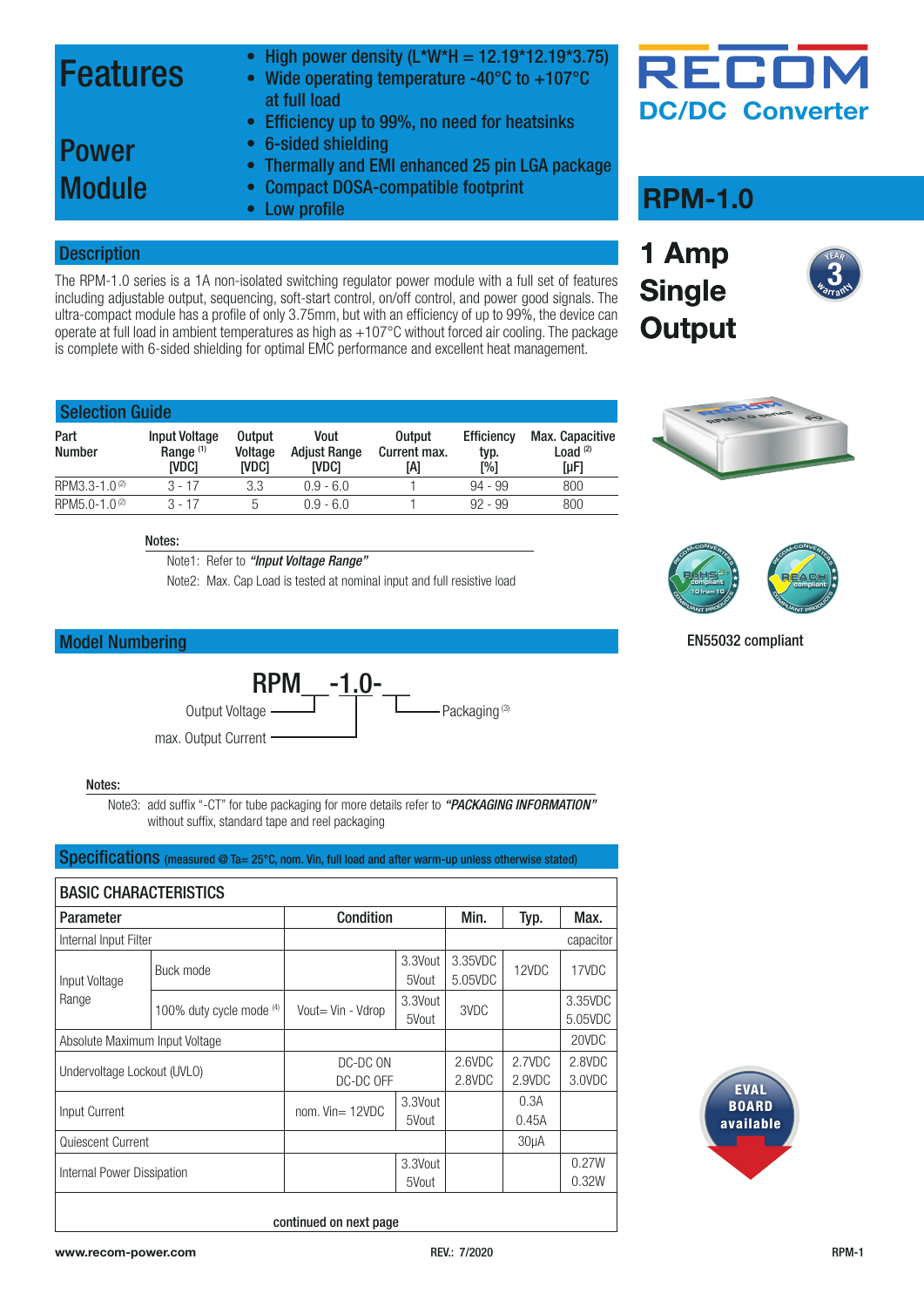# RECOM DC/DC Converter

## RPM-1.0

**1 Amp Single Output**

## Features

### Power Module

- High power density (L*W*H = 12.19*12.19*3.75)
- Wide operating temperature -40°C to +107°C at full load
- Efficiency up to 99%, no need for heatsinks
- 6-sided shielding
- Thermally and EMI enhanced 25 pin LGA package
- Compact DOSA-compatible footprint
- Low profile

## Description

The RPM-1.0 series is a 1A non-isolated switching regulator power module with a full set of features including adjustable output, sequencing, soft-start control, on/off control, and power good signals. The ultra-compact module has a profile of only 3.75mm, but with an efficiency of up to 99%, the device can operate at full load in ambient temperatures as high as +107°C without forced air cooling. The package is complete with 6-sided shielding for optimal EMC performance and excellent heat management.

EN55032 compliant

## Selection Guide

| Part Number | Input Voltage Range (1) [VDC] | Output Voltage [VDC] | Vout Adjust Range [VDC] | Output Current max. [A] | Efficiency typ. [%] | Max. Capacitive Load (2) [µF] |
|---|---|---|---|---|---|---|
| RPM3.3-1.0 (2) | 3 - 17 | 3.3 | 0.9 - 6.0 | 1 | 94 - 99 | 800 |
| RPM5.0-1.0 (2) | 3 - 17 | 5 | 0.9 - 6.0 | 1 | 92 - 99 | 800 |

Notes:

Note1: Refer to ***"Input Voltage Range"***

Note2: Max. Cap Load is tested at nominal input and full resistive load

## Model Numbering

RPM__-1.0-__

- Output Voltage
- max. Output Current
- Packaging (3)

Notes:

Note3: add suffix "-CT" for tube packaging for more details refer to ***"PACKAGING INFORMATION"*** without suffix, standard tape and reel packaging

## Specifications (measured @ Ta= 25°C, nom. Vin, full load and after warm-up unless otherwise stated)

| BASIC CHARACTERISTICS | | | | | | |
|---|---|---|---|---|---|---|
| **Parameter** | | **Condition** | | **Min.** | **Typ.** | **Max.** |
| Internal Input Filter | | | | | | capacitor |
| Input Voltage Range | Buck mode | | 3.3Vout<br>5Vout | 3.35VDC<br>5.05VDC | 12VDC | 17VDC |
| | 100% duty cycle mode (4) | Vout= Vin - Vdrop | 3.3Vout<br>5Vout | 3VDC | | 3.35VDC<br>5.05VDC |
| Absolute Maximum Input Voltage | | | | | | 20VDC |
| Undervoltage Lockout (UVLO) | | DC-DC ON<br>DC-DC OFF | | 2.6VDC<br>2.8VDC | 2.7VDC<br>2.9VDC | 2.8VDC<br>3.0VDC |
| Input Current | | nom. Vin= 12VDC | 3.3Vout<br>5Vout | | 0.3A<br>0.45A | |
| Quiescent Current | | | | | 30µA | |
| Internal Power Dissipation | | | 3.3Vout<br>5Vout | | | 0.27W<br>0.32W |

continued on next page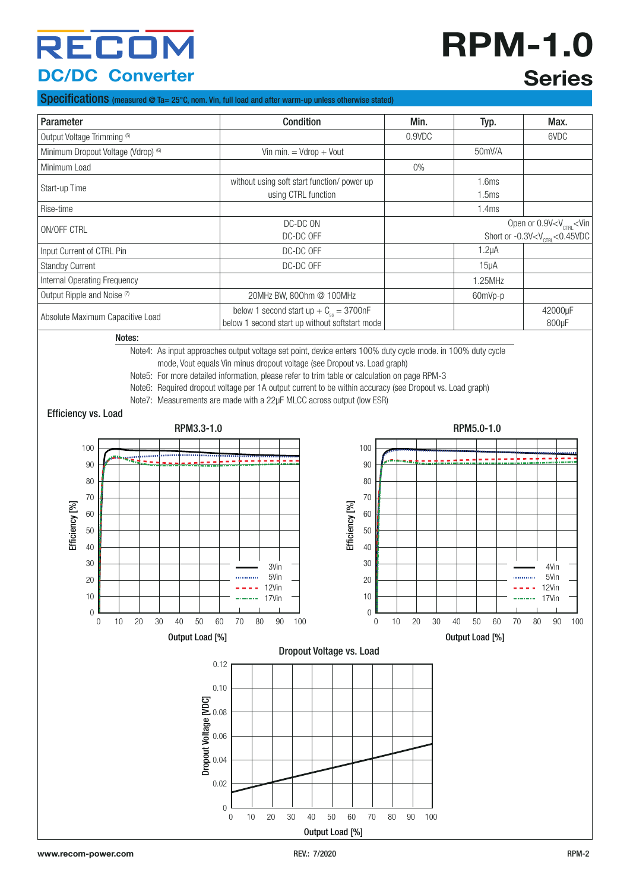## Specifications (measured @ Ta= 25°C, nom. Vin, full load and after warm-up unless otherwise stated)

| Parameter | Condition | Min. | Typ. | Max. |
|---|---|---|---|---|
| Output Voltage Trimming (5) | | 0.9VDC | | 6VDC |
| Minimum Dropout Voltage (Vdrop) (6) | Vin min. = Vdrop + Vout | | 50mV/A | |
| Minimum Load | | 0% | | |
| Start-up Time | without using soft start function/ power up<br>using CTRL function | | 1.6ms<br>1.5ms | |
| Rise-time | | | 1.4ms | |
| ON/OFF CTRL | DC-DC ON<br>DC-DC OFF | | | Open or $0.9V<V_{CTRL}<Vin$<br>Short or $-0.3V<V_{CTRL}<0.45VDC$ |
| Input Current of CTRL Pin | DC-DC OFF | | 1.2µA | |
| Standby Current | DC-DC OFF | | 15µA | |
| Internal Operating Frequency | | | 1.25MHz | |
| Output Ripple and Noise (7) | 20MHz BW, 80Ohm @ 100MHz | | 60mVp-p | |
| Absolute Maximum Capacitive Load | below 1 second start up + $C_{ss}$ = 3700nF<br>below 1 second start up without softstart mode | | | 42000µF<br>800µF |

**Notes:**

Note4: As input approaches output voltage set point, device enters 100% duty cycle mode. in 100% duty cycle mode, Vout equals Vin minus dropout voltage (see Dropout vs. Load graph)

Note5: For more detailed information, please refer to trim table or calculation on page RPM-3

Note6: Required dropout voltage per 1A output current to be within accuracy (see Dropout vs. Load graph)

Note7: Measurements are made with a 22µF MLCC across output (low ESR)

### Efficiency vs. Load

RPM3.3-1.0

RPM5.0-1.0

### Dropout Voltage vs. Load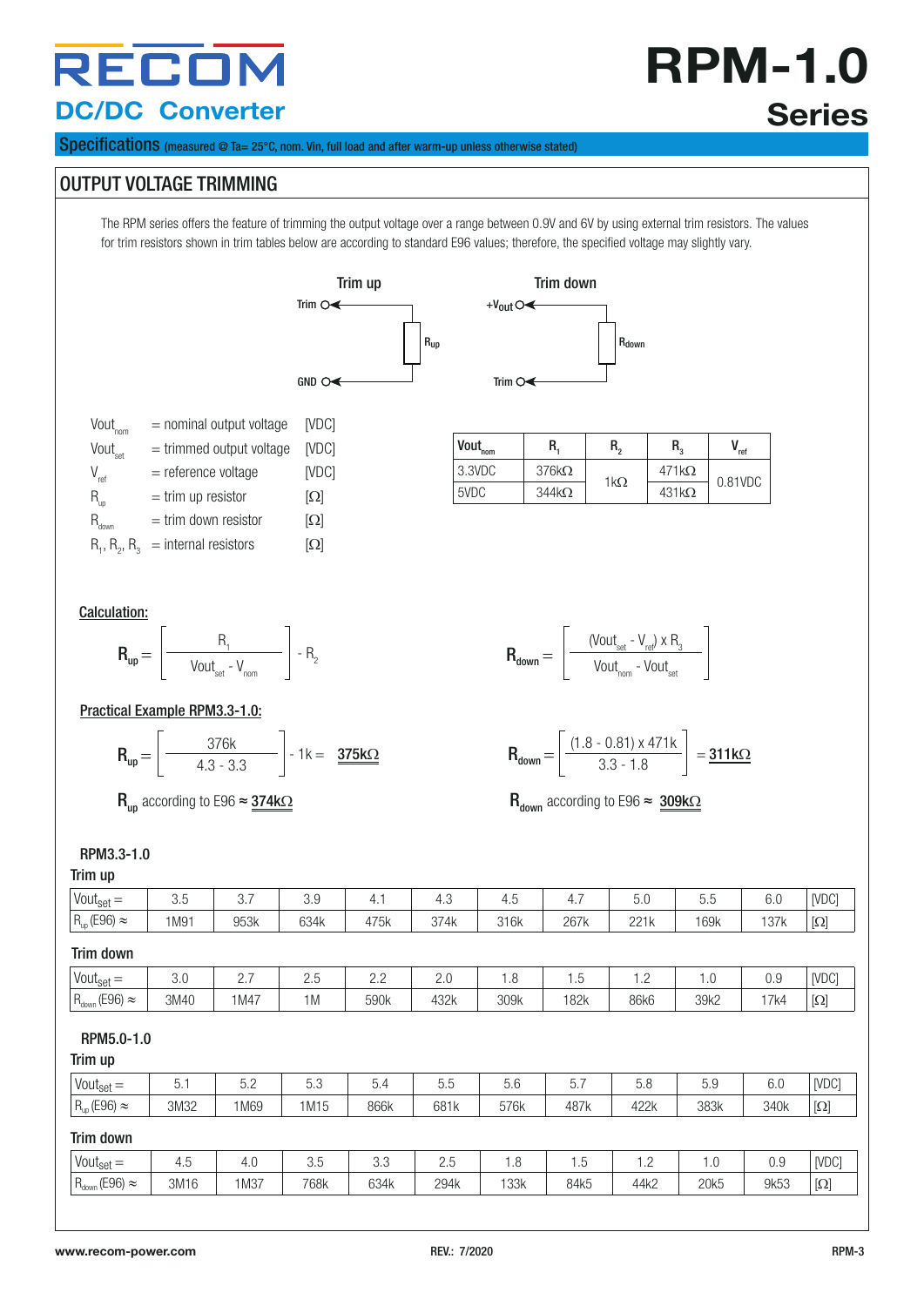# RECOM
## DC/DC Converter

# RPM-1.0
## Series

**Specifications** (measured @ Ta= 25°C, nom. Vin, full load and after warm-up unless otherwise stated)

## OUTPUT VOLTAGE TRIMMING

The RPM series offers the feature of trimming the output voltage over a range between 0.9V and 6V by using external trim resistors. The values for trim resistors shown in trim tables below are according to standard E96 values; therefore, the specified voltage may slightly vary.

Trim up: Trim — $R_{up}$ — GND

Trim down: +Vout — $R_{down}$ — Trim

| | | |
|---|---|---|
| $Vout_{nom}$ | = nominal output voltage | [VDC] |
| $Vout_{set}$ | = trimmed output voltage | [VDC] |
| $V_{ref}$ | = reference voltage | [VDC] |
| $R_{up}$ | = trim up resistor | [Ω] |
| $R_{down}$ | = trim down resistor | [Ω] |
| $R_1$, $R_2$, $R_3$ | = internal resistors | [Ω] |

| $Vout_{nom}$ | $R_1$ | $R_2$ | $R_3$ | $V_{ref}$ |
|---|---|---|---|---|
| 3.3VDC | 376kΩ | 1kΩ | 471kΩ | 0.81VDC |
| 5VDC | 344kΩ | | 431kΩ | |

**Calculation:**

$$R_{up} = \left[ \frac{R_1}{Vout_{set} - V_{nom}} \right] - R_2$$

$$R_{down} = \left[ \frac{(Vout_{set} - V_{ref}) \times R_3}{Vout_{nom} - Vout_{set}} \right]$$

**Practical Example RPM3.3-1.0:**

$$R_{up} = \left[ \frac{376k}{4.3 - 3.3} \right] - 1k = \underline{375k\Omega}$$

$R_{up}$ according to E96 ≈ **374kΩ**

$$R_{down} = \left[ \frac{(1.8 - 0.81) \times 471k}{3.3 - 1.8} \right] = \underline{311k\Omega}$$

$R_{down}$ according to E96 ≈ **309kΩ**

### RPM3.3-1.0

**Trim up**

| $Vout_{set}$ = | 3.5 | 3.7 | 3.9 | 4.1 | 4.3 | 4.5 | 4.7 | 5.0 | 5.5 | 6.0 | [VDC] |
|---|---|---|---|---|---|---|---|---|---|---|---|
| $R_{up}$ (E96) ≈ | 1M91 | 953k | 634k | 475k | 374k | 316k | 267k | 221k | 169k | 137k | [Ω] |

**Trim down**

| $Vout_{set}$ = | 3.0 | 2.7 | 2.5 | 2.2 | 2.0 | 1.8 | 1.5 | 1.2 | 1.0 | 0.9 | [VDC] |
|---|---|---|---|---|---|---|---|---|---|---|---|
| $R_{down}$ (E96) ≈ | 3M40 | 1M47 | 1M | 590k | 432k | 309k | 182k | 86k6 | 39k2 | 17k4 | [Ω] |

### RPM5.0-1.0

**Trim up**

| $Vout_{set}$ = | 5.1 | 5.2 | 5.3 | 5.4 | 5.5 | 5.6 | 5.7 | 5.8 | 5.9 | 6.0 | [VDC] |
|---|---|---|---|---|---|---|---|---|---|---|---|
| $R_{up}$ (E96) ≈ | 3M32 | 1M69 | 1M15 | 866k | 681k | 576k | 487k | 422k | 383k | 340k | [Ω] |

**Trim down**

| $Vout_{set}$ = | 4.5 | 4.0 | 3.5 | 3.3 | 2.5 | 1.8 | 1.5 | 1.2 | 1.0 | 0.9 | [VDC] |
|---|---|---|---|---|---|---|---|---|---|---|---|
| $R_{down}$ (E96) ≈ | 3M16 | 1M37 | 768k | 634k | 294k | 133k | 84k5 | 44k2 | 20k5 | 9k53 | [Ω] |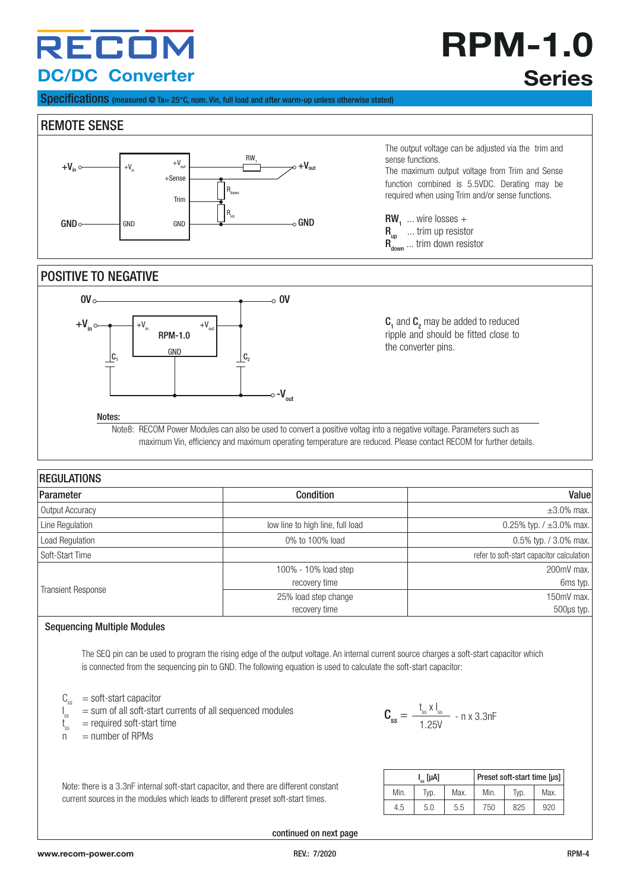# RPM-1.0 Series

## Specifications (measured @ Ta= 25°C, nom. Vin, full load and after warm-up unless otherwise stated)

### REMOTE SENSE

The output voltage can be adjusted via the trim and sense functions.
The maximum output voltage from Trim and Sense function combined is 5.5VDC. Derating may be required when using Trim and/or sense functions.

$RW_1$ ... wire losses +
$R_{up}$ ... trim up resistor
$R_{down}$ ... trim down resistor

### POSITIVE TO NEGATIVE

$C_1$ and $C_2$ may be added to reduced ripple and should be fitted close to the converter pins.

**Notes:**

Note8: RECOM Power Modules can also be used to convert a positive voltag into a negative voltage. Parameters such as maximum Vin, efficiency and maximum operating temperature are reduced. Please contact RECOM for further details.

### REGULATIONS

| Parameter | Condition | Value |
|---|---|---|
| Output Accuracy | | ±3.0% max. |
| Line Regulation | low line to high line, full load | 0.25% typ. / ±3.0% max. |
| Load Regulation | 0% to 100% load | 0.5% typ. / 3.0% max. |
| Soft-Start Time | | refer to soft-start capacitor calculation |
| Transient Response | 100% - 10% load step | 200mV max. |
| | recovery time | 6ms typ. |
| | 25% load step change | 150mV max. |
| | recovery time | 500µs typ. |

#### Sequencing Multiple Modules

The SEQ pin can be used to program the rising edge of the output voltage. An internal current source charges a soft-start capacitor which is connected from the sequencing pin to GND. The following equation is used to calculate the soft-start capacitor:

$C_{ss}$ = soft-start capacitor
$I_{ss}$ = sum of all soft-start currents of all sequenced modules
$t_{ss}$ = required soft-start time
n = number of RPMs

$$C_{ss} = \frac{t_{ss} \times I_{ss}}{1.25V} - n \times 3.3nF$$

Note: there is a 3.3nF internal soft-start capacitor, and there are different constant current sources in the modules which leads to different preset soft-start times.

| $I_{ss}$ [µA] | | | Preset soft-start time [µs] | | |
|---|---|---|---|---|---|
| Min. | Typ. | Max. | Min. | Typ. | Max. |
| 4.5 | 5.0 | 5.5 | 750 | 825 | 920 |

continued on next page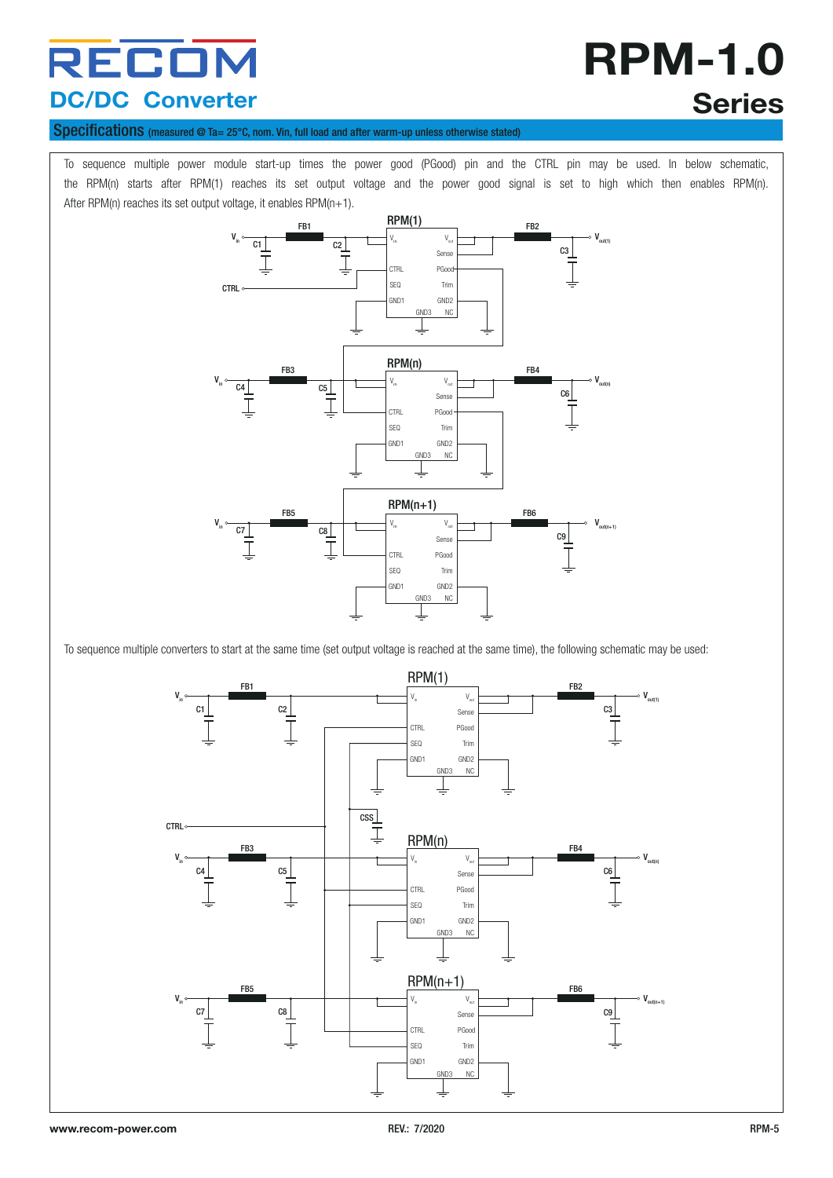## Specifications (measured @ Ta= 25°C, nom. Vin, full load and after warm-up unless otherwise stated)

To sequence multiple power module start-up times the power good (PGood) pin and the CTRL pin may be used. In below schematic, the RPM(n) starts after RPM(1) reaches its set output voltage and the power good signal is set to high which then enables RPM(n). After RPM(n) reaches its set output voltage, it enables RPM(n+1).

To sequence multiple converters to start at the same time (set output voltage is reached at the same time), the following schematic may be used: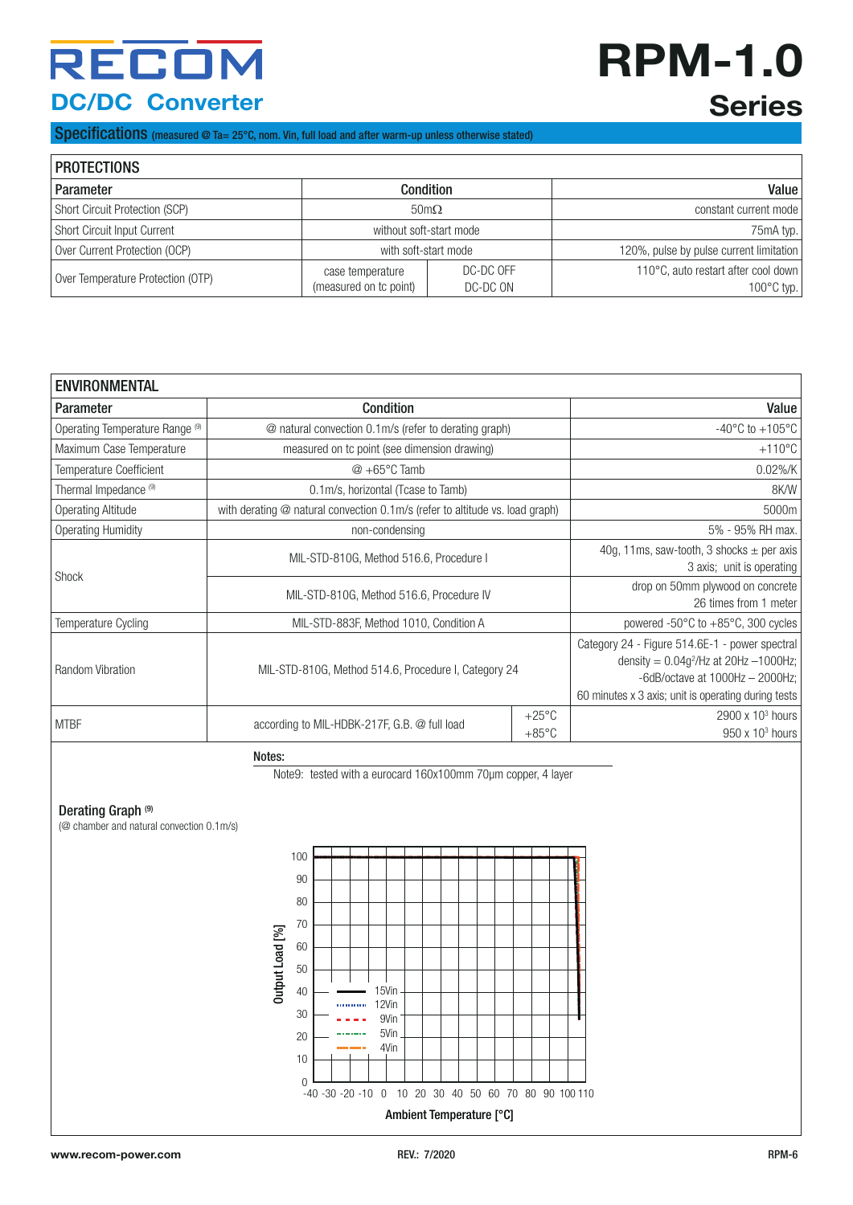# RPM-1.0 Series

## DC/DC Converter

**Specifications** (measured @ Ta= 25°C, nom. Vin, full load and after warm-up unless otherwise stated)

| PROTECTIONS | | | |
|---|---|---|---|
| **Parameter** | **Condition** | | **Value** |
| Short Circuit Protection (SCP) | 50mΩ | | constant current mode |
| Short Circuit Input Current | without soft-start mode | | 75mA typ. |
| Over Current Protection (OCP) | with soft-start mode | | 120%, pulse by pulse current limitation |
| Over Temperature Protection (OTP) | case temperature (measured on tc point) | DC-DC OFF<br>DC-DC ON | 110°C, auto restart after cool down<br>100°C typ. |

| ENVIRONMENTAL | | | |
|---|---|---|---|
| **Parameter** | **Condition** | | **Value** |
| Operating Temperature Range (9) | @ natural convection 0.1m/s (refer to derating graph) | | -40°C to +105°C |
| Maximum Case Temperature | measured on tc point (see dimension drawing) | | +110°C |
| Temperature Coefficient | @ +65°C Tamb | | 0.02%/K |
| Thermal Impedance (9) | 0.1m/s, horizontal (Tcase to Tamb) | | 8K/W |
| Operating Altitude | with derating @ natural convection 0.1m/s (refer to altitude vs. load graph) | | 5000m |
| Operating Humidity | non-condensing | | 5% - 95% RH max. |
| Shock | MIL-STD-810G, Method 516.6, Procedure I | | 40g, 11ms, saw-tooth, 3 shocks ± per axis 3 axis; unit is operating |
| | MIL-STD-810G, Method 516.6, Procedure IV | | drop on 50mm plywood on concrete 26 times from 1 meter |
| Temperature Cycling | MIL-STD-883F, Method 1010, Condition A | | powered -50°C to +85°C, 300 cycles |
| Random Vibration | MIL-STD-810G, Method 514.6, Procedure I, Category 24 | | Category 24 - Figure 514.6E-1 - power spectral density = $0.04g^2/Hz$ at 20Hz –1000Hz; -6dB/octave at 1000Hz – 2000Hz; 60 minutes x 3 axis; unit is operating during tests |
| MTBF | according to MIL-HDBK-217F, G.B. @ full load | +25°C<br>+85°C | $2900 \times 10^3$ hours<br>$950 \times 10^3$ hours |

**Notes:**

Note9: tested with a eurocard 160x100mm 70μm copper, 4 layer

### Derating Graph (9)

(@ chamber and natural convection 0.1m/s)

Output Load [%] vs. Ambient Temperature [°C] — legend: 15Vin, 12Vin, 9Vin, 5Vin, 4Vin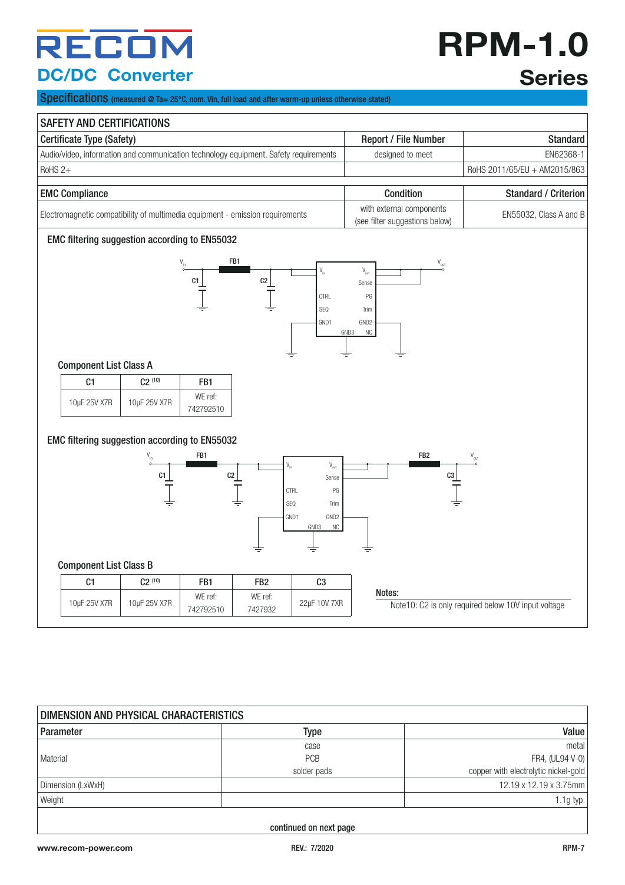# RECOM

## DC/DC Converter

# RPM-1.0 Series

## Specifications (measured @ Ta= 25°C, nom. Vin, full load and after warm-up unless otherwise stated)

| SAFETY AND CERTIFICATIONS | | |
|---|---|---|
| Certificate Type (Safety) | Report / File Number | Standard |
| Audio/video, information and communication technology equipment. Safety requirements | designed to meet | EN62368-1 |
| RoHS 2+ | | RoHS 2011/65/EU + AM2015/863 |

| EMC Compliance | Condition | Standard / Criterion |
|---|---|---|
| Electromagnetic compatibility of multimedia equipment - emission requirements | with external components (see filter suggestions below) | EN55032, Class A and B |

### EMC filtering suggestion according to EN55032

Component List Class A

| C1 | C2 (10) | FB1 |
|---|---|---|
| 10µF 25V X7R | 10µF 25V X7R | WE ref: 742792510 |

### EMC filtering suggestion according to EN55032

Component List Class B

| C1 | C2 (10) | FB1 | FB2 | C3 |
|---|---|---|---|---|
| 10µF 25V X7R | 10µF 25V X7R | WE ref: 742792510 | WE ref: 7427932 | 22µF 10V 7XR |

**Notes:**

Note10: C2 is only required below 10V input voltage

| DIMENSION AND PHYSICAL CHARACTERISTICS | | |
|---|---|---|
| Parameter | Type | Value |
| Material | case | metal |
| | PCB | FR4, (UL94 V-0) |
| | solder pads | copper with electrolytic nickel-gold |
| Dimension (LxWxH) | | 12.19 x 12.19 x 3.75mm |
| Weight | | 1.1g typ. |

continued on next page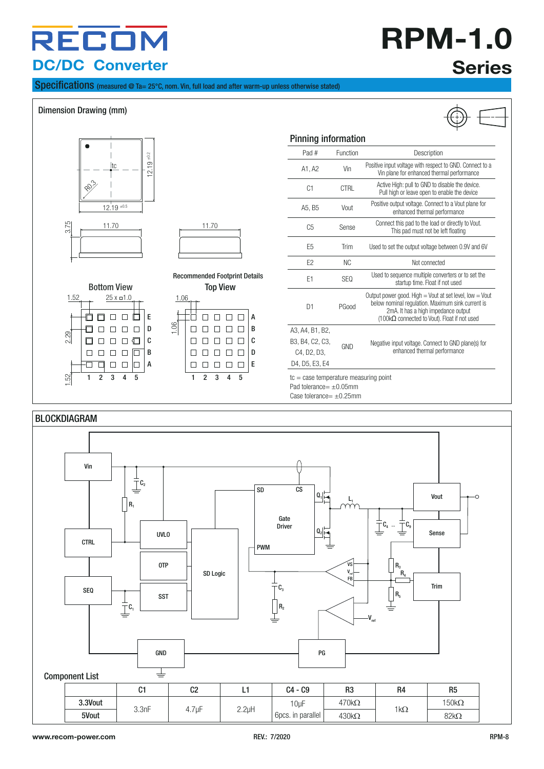# RPM-1.0 Series

## DC/DC Converter

## Specifications (measured @ Ta= 25°C, nom. Vin, full load and after warm-up unless otherwise stated)

### Dimension Drawing (mm)

Bottom View

Recommended Footprint Details

Top View

### Pinning information

| Pad # | Function | Description |
|---|---|---|
| A1, A2 | Vin | Positive input voltage with respect to GND. Connect to a Vin plane for enhanced thermal performance |
| C1 | CTRL | Active High: pull to GND to disable the device. Pull high or leave open to enable the device |
| A5, B5 | Vout | Positive output voltage. Connect to a Vout plane for enhanced thermal performance |
| C5 | Sense | Connect this pad to the load or directly to Vout. This pad must not be left floating |
| E5 | Trim | Used to set the output voltage between 0.9V and 6V |
| E2 | NC | Not connected |
| E1 | SEQ | Used to sequence multiple converters or to set the startup time. Float if not used |
| D1 | PGood | Output power good. High = Vout at set level, low = Vout below nominal regulation. Maximum sink current is 2mA. It has a high impedance output (100kΩ connected to Vout). Float if not used |
| A3, A4, B1, B2, B3, B4, C2, C3, C4, D2, D3, D4, D5, E3, E4 | GND | Negative input voltage. Connect to GND plane(s) for enhanced thermal performance |

tc = case temperature measuring point
Pad tolerance= ±0.05mm
Case tolerance= ±0.25mm

### BLOCKDIAGRAM

### Component List

| | C1 | C2 | L1 | C4 - C9 | R3 | R4 | R5 |
|---|---|---|---|---|---|---|---|
| 3.3Vout | 3.3nF | 4.7µF | 2.2µH | 10µF 6pcs. in parallel | 470kΩ | 1kΩ | 150kΩ |
| 5Vout | | | | | 430kΩ | | 82kΩ |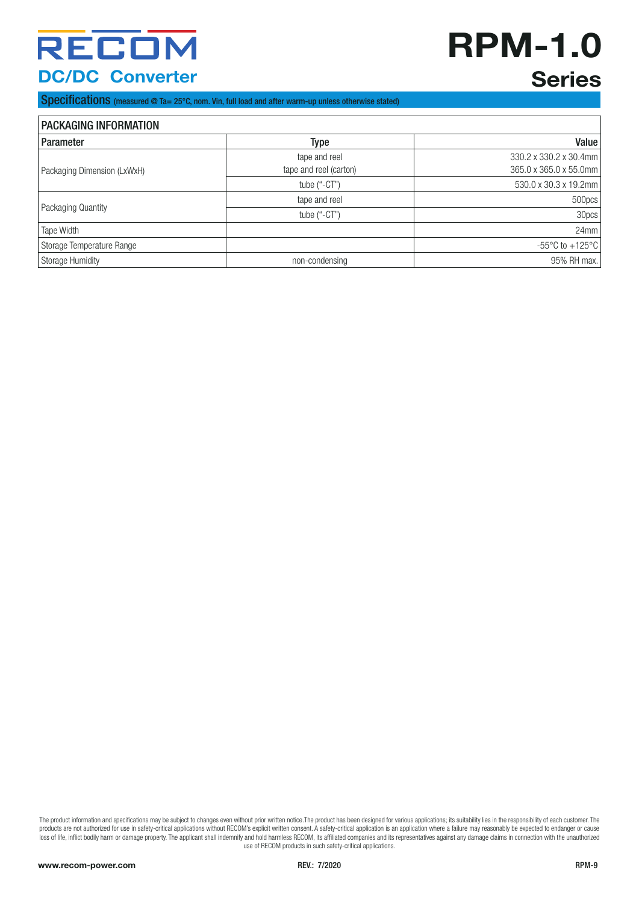Specifications (measured @ Ta= 25°C, nom. Vin, full load and after warm-up unless otherwise stated)

| PACKAGING INFORMATION | | |
|---|---|---|
| Parameter | Type | Value |
| Packaging Dimension (LxWxH) | tape and reel | 330.2 x 330.2 x 30.4mm |
| | tape and reel (carton) | 365.0 x 365.0 x 55.0mm |
| | tube ("-CT") | 530.0 x 30.3 x 19.2mm |
| Packaging Quantity | tape and reel | 500pcs |
| | tube ("-CT") | 30pcs |
| Tape Width | | 24mm |
| Storage Temperature Range | | -55°C to +125°C |
| Storage Humidity | non-condensing | 95% RH max. |

The product information and specifications may be subject to changes even without prior written notice.The product has been designed for various applications; its suitability lies in the responsibility of each customer. The products are not authorized for use in safety-critical applications without RECOM's explicit written consent. A safety-critical application is an application where a failure may reasonably be expected to endanger or cause loss of life, inflict bodily harm or damage property. The applicant shall indemnify and hold harmless RECOM, its affiliated companies and its representatives against any damage claims in connection with the unauthorized use of RECOM products in such safety-critical applications.